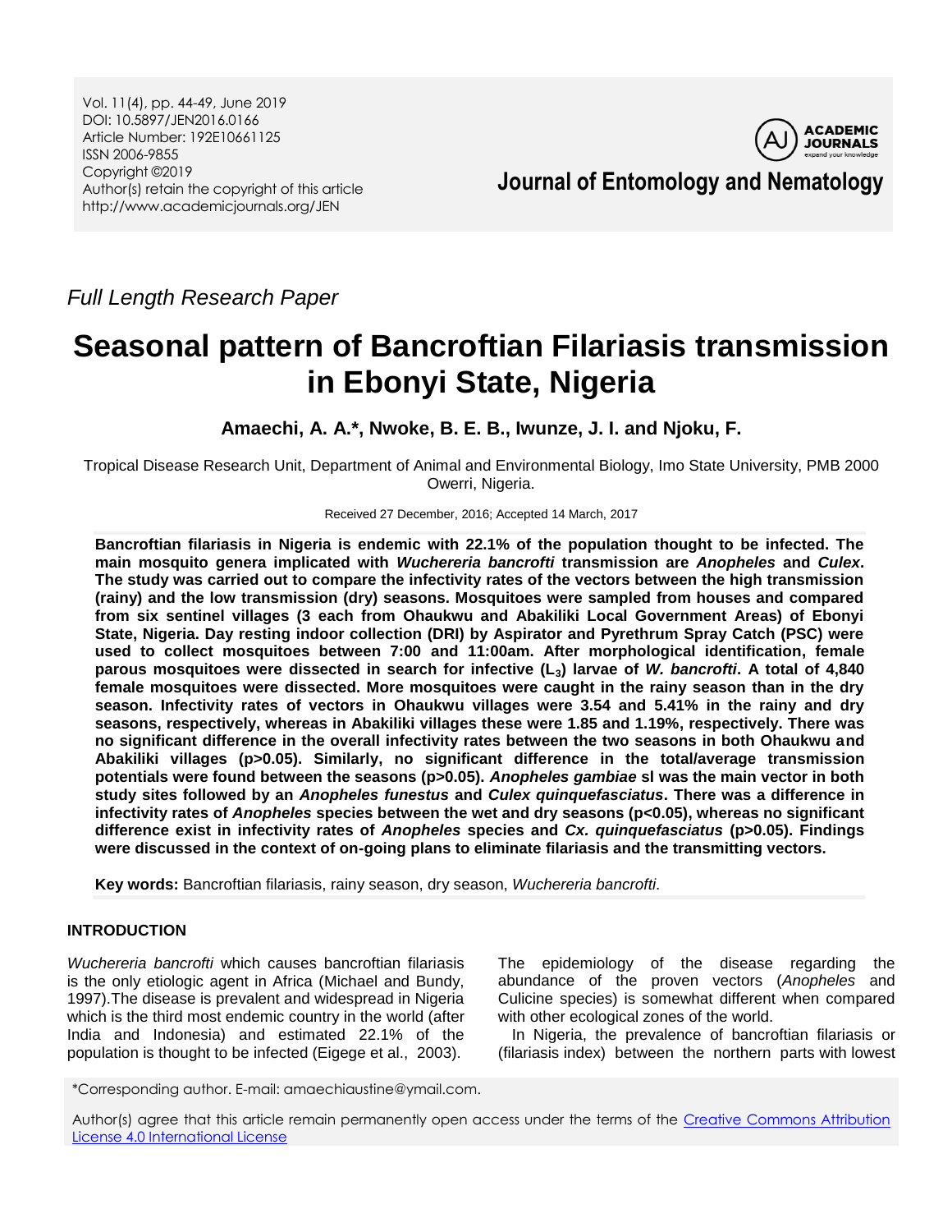*Full Length Research Paper*

# Seasonal pattern of Bancroftian Filariasis transmission in Ebonyi State, Nigeria

**Amaechi, A. A.*, Nwoke, B. E. B., Iwunze, J. I. and Njoku, F.**

Tropical Disease Research Unit, Department of Animal and Environmental Biology, Imo State University, PMB 2000 Owerri, Nigeria.

Received 27 December, 2016; Accepted 14 March, 2017

**Bancroftian filariasis in Nigeria is endemic with 22.1% of the population thought to be infected. The main mosquito genera implicated with *Wuchereria bancrofti* transmission are *Anopheles* and *Culex*. The study was carried out to compare the infectivity rates of the vectors between the high transmission (rainy) and the low transmission (dry) seasons. Mosquitoes were sampled from houses and compared from six sentinel villages (3 each from Ohaukwu and Abakiliki Local Government Areas) of Ebonyi State, Nigeria. Day resting indoor collection (DRI) by Aspirator and Pyrethrum Spray Catch (PSC) were used to collect mosquitoes between 7:00 and 11:00am. After morphological identification, female parous mosquitoes were dissected in search for infective ($L_3$) larvae of *W. bancrofti*. A total of 4,840 female mosquitoes were dissected. More mosquitoes were caught in the rainy season than in the dry season. Infectivity rates of vectors in Ohaukwu villages were 3.54 and 5.41% in the rainy and dry seasons, respectively, whereas in Abakiliki villages these were 1.85 and 1.19%, respectively. There was no significant difference in the overall infectivity rates between the two seasons in both Ohaukwu and Abakiliki villages (p>0.05). Similarly, no significant difference in the total/average transmission potentials were found between the seasons (p>0.05). *Anopheles gambiae* sl was the main vector in both study sites followed by an *Anopheles funestus* and *Culex quinquefasciatus*. There was a difference in infectivity rates of *Anopheles* species between the wet and dry seasons (p<0.05), whereas no significant difference exist in infectivity rates of *Anopheles* species and *Cx. quinquefasciatus* (p>0.05). Findings were discussed in the context of on-going plans to eliminate filariasis and the transmitting vectors.**

**Key words:** Bancroftian filariasis, rainy season, dry season, *Wuchereria bancrofti*.

## INTRODUCTION

*Wuchereria bancrofti* which causes bancroftian filariasis is the only etiologic agent in Africa (Michael and Bundy, 1997).The disease is prevalent and widespread in Nigeria which is the third most endemic country in the world (after India and Indonesia) and estimated 22.1% of the population is thought to be infected (Eigege et al., 2003). The epidemiology of the disease regarding the abundance of the proven vectors (*Anopheles* and Culicine species) is somewhat different when compared with other ecological zones of the world.

In Nigeria, the prevalence of bancroftian filariasis or (filariasis index) between the northern parts with lowest

*Corresponding author. E-mail: amaechiaustine@ymail.com.

Author(s) agree that this article remain permanently open access under the terms of the Creative Commons Attribution License 4.0 International License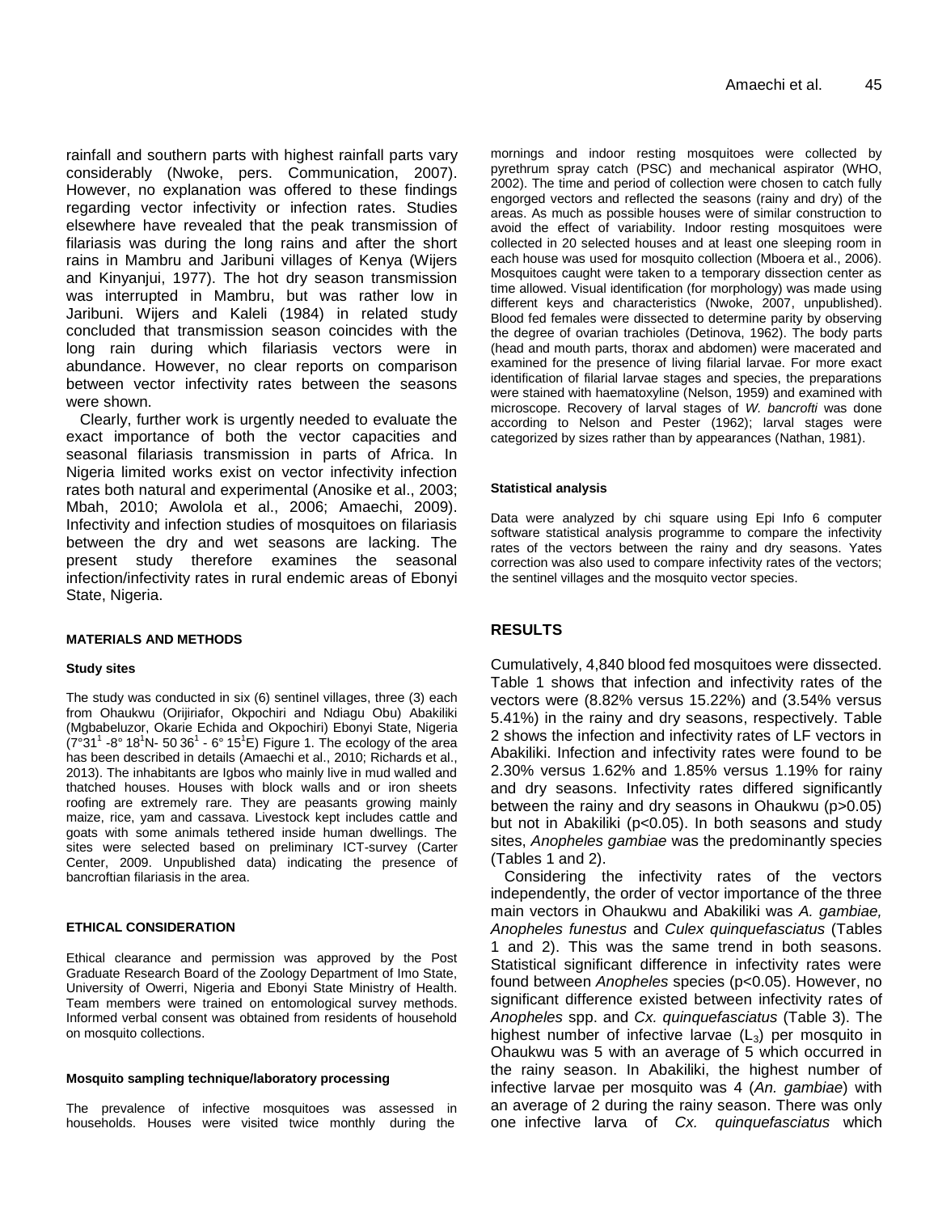rainfall and southern parts with highest rainfall parts vary considerably (Nwoke, pers. Communication, 2007). However, no explanation was offered to these findings regarding vector infectivity or infection rates. Studies elsewhere have revealed that the peak transmission of filariasis was during the long rains and after the short rains in Mambru and Jaribuni villages of Kenya (Wijers and Kinyanjui, 1977). The hot dry season transmission was interrupted in Mambru, but was rather low in Jaribuni. Wijers and Kaleli (1984) in related study concluded that transmission season coincides with the long rain during which filariasis vectors were in abundance. However, no clear reports on comparison between vector infectivity rates between the seasons were shown.

Clearly, further work is urgently needed to evaluate the exact importance of both the vector capacities and seasonal filariasis transmission in parts of Africa. In Nigeria limited works exist on vector infectivity infection rates both natural and experimental (Anosike et al., 2003; Mbah, 2010; Awolola et al., 2006; Amaechi, 2009). Infectivity and infection studies of mosquitoes on filariasis between the dry and wet seasons are lacking. The present study therefore examines the seasonal infection/infectivity rates in rural endemic areas of Ebonyi State, Nigeria.

## MATERIALS AND METHODS

### Study sites

The study was conducted in six (6) sentinel villages, three (3) each from Ohaukwu (Orijiriafor, Okpochiri and Ndiagu Obu) Abakiliki (Mgbabeluzor, Okarie Echida and Okpochiri) Ebonyi State, Nigeria (7°31[1] -8° 18[1]N- 50 36[1] - 6° 15[1]E) Figure 1. The ecology of the area has been described in details (Amaechi et al., 2010; Richards et al., 2013). The inhabitants are Igbos who mainly live in mud walled and thatched houses. Houses with block walls and or iron sheets roofing are extremely rare. They are peasants growing mainly maize, rice, yam and cassava. Livestock kept includes cattle and goats with some animals tethered inside human dwellings. The sites were selected based on preliminary ICT-survey (Carter Center, 2009. Unpublished data) indicating the presence of bancroftian filariasis in the area.

## ETHICAL CONSIDERATION

Ethical clearance and permission was approved by the Post Graduate Research Board of the Zoology Department of Imo State, University of Owerri, Nigeria and Ebonyi State Ministry of Health. Team members were trained on entomological survey methods. Informed verbal consent was obtained from residents of household on mosquito collections.

### Mosquito sampling technique/laboratory processing

The prevalence of infective mosquitoes was assessed in households. Houses were visited twice monthly during the mornings and indoor resting mosquitoes were collected by pyrethrum spray catch (PSC) and mechanical aspirator (WHO, 2002). The time and period of collection were chosen to catch fully engorged vectors and reflected the seasons (rainy and dry) of the areas. As much as possible houses were of similar construction to avoid the effect of variability. Indoor resting mosquitoes were collected in 20 selected houses and at least one sleeping room in each house was used for mosquito collection (Mboera et al., 2006). Mosquitoes caught were taken to a temporary dissection center as time allowed. Visual identification (for morphology) was made using different keys and characteristics (Nwoke, 2007, unpublished). Blood fed females were dissected to determine parity by observing the degree of ovarian trachioles (Detinova, 1962). The body parts (head and mouth parts, thorax and abdomen) were macerated and examined for the presence of living filarial larvae. For more exact identification of filarial larvae stages and species, the preparations were stained with haematoxyline (Nelson, 1959) and examined with microscope. Recovery of larval stages of *W. bancrofti* was done according to Nelson and Pester (1962); larval stages were categorized by sizes rather than by appearances (Nathan, 1981).

### Statistical analysis

Data were analyzed by chi square using Epi Info 6 computer software statistical analysis programme to compare the infectivity rates of the vectors between the rainy and dry seasons. Yates correction was also used to compare infectivity rates of the vectors; the sentinel villages and the mosquito vector species.

## RESULTS

Cumulatively, 4,840 blood fed mosquitoes were dissected. Table 1 shows that infection and infectivity rates of the vectors were (8.82% versus 15.22%) and (3.54% versus 5.41%) in the rainy and dry seasons, respectively. Table 2 shows the infection and infectivity rates of LF vectors in Abakiliki. Infection and infectivity rates were found to be 2.30% versus 1.62% and 1.85% versus 1.19% for rainy and dry seasons. Infectivity rates differed significantly between the rainy and dry seasons in Ohaukwu ($p>0.05$) but not in Abakiliki ($p<0.05$). In both seasons and study sites, *Anopheles gambiae* was the predominantly species (Tables 1 and 2).

Considering the infectivity rates of the vectors independently, the order of vector importance of the three main vectors in Ohaukwu and Abakiliki was *A. gambiae, Anopheles funestus* and *Culex quinquefasciatus* (Tables 1 and 2). This was the same trend in both seasons. Statistical significant difference in infectivity rates were found between *Anopheles* species ($p<0.05$). However, no significant difference existed between infectivity rates of *Anopheles* spp. and *Cx. quinquefasciatus* (Table 3). The highest number of infective larvae ($L_3$) per mosquito in Ohaukwu was 5 with an average of 5 which occurred in the rainy season. In Abakiliki, the highest number of infective larvae per mosquito was 4 (*An. gambiae*) with an average of 2 during the rainy season. There was only one infective larva of *Cx. quinquefasciatus* which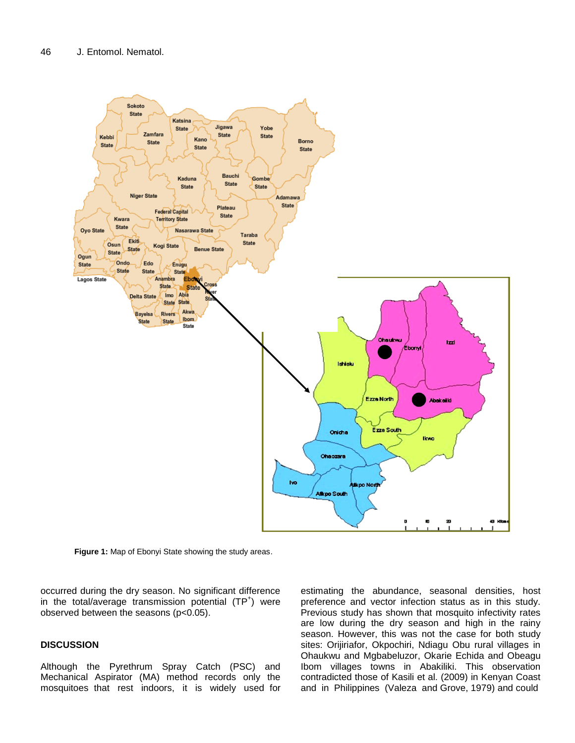Figure 1: Map of Ebonyi State showing the study areas.

occurred during the dry season. No significant difference in the total/average transmission potential ($TP^{+}$) were observed between the seasons ($p<0.05$).

## DISCUSSION

Although the Pyrethrum Spray Catch (PSC) and Mechanical Aspirator (MA) method records only the mosquitoes that rest indoors, it is widely used for estimating the abundance, seasonal densities, host preference and vector infection status as in this study. Previous study has shown that mosquito infectivity rates are low during the dry season and high in the rainy season. However, this was not the case for both study sites: Orijiriafor, Okpochiri, Ndiagu Obu rural villages in Ohaukwu and Mgbabeluzor, Okarie Echida and Obeagu Ibom villages towns in Abakiliki. This observation contradicted those of Kasili et al. (2009) in Kenyan Coast and in Philippines (Valeza and Grove, 1979) and could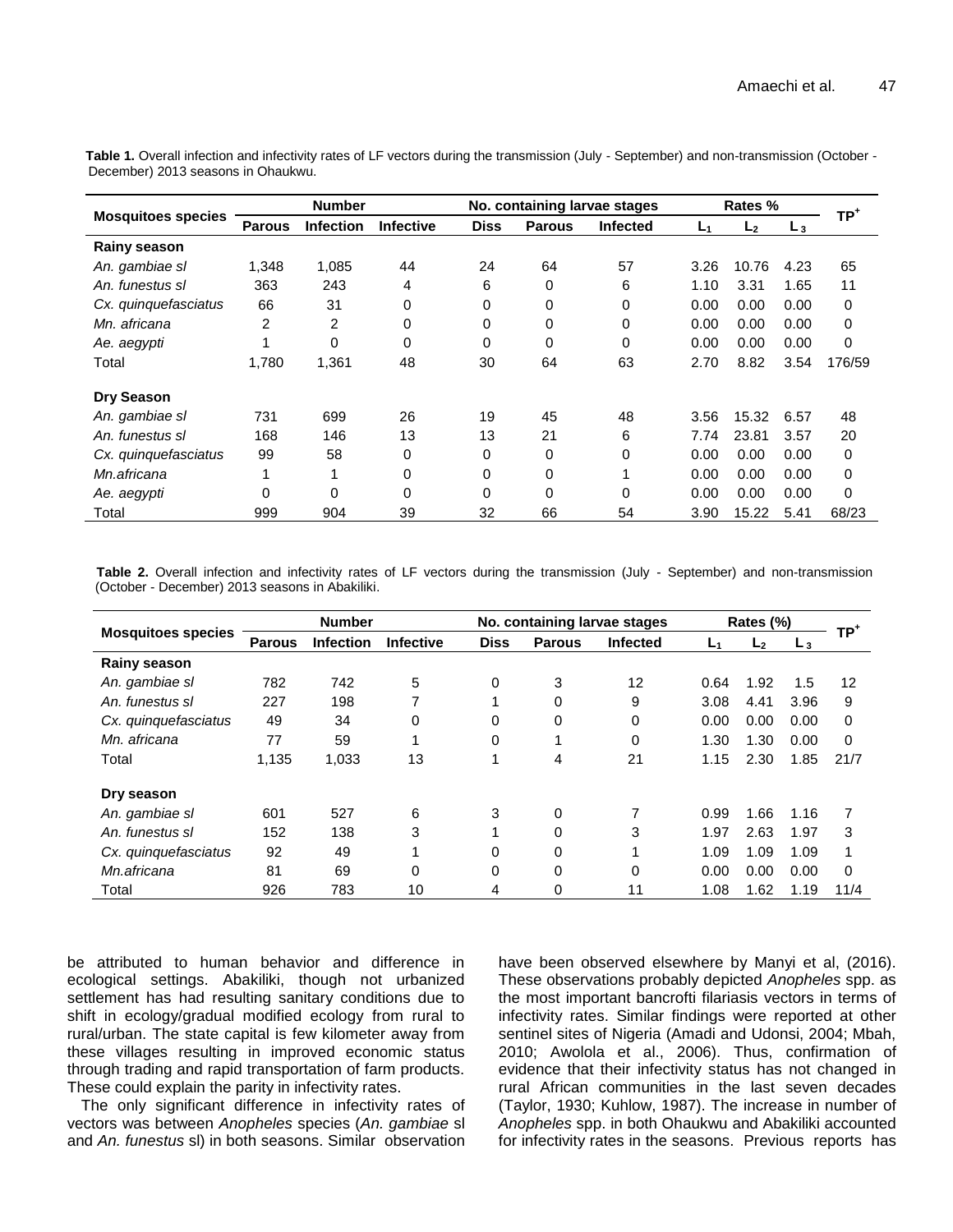**Table 1.** Overall infection and infectivity rates of LF vectors during the transmission (July - September) and non-transmission (October - December) 2013 seasons in Ohaukwu.

| Mosquitoes species | Number | | | No. containing larvae stages | | | Rates % | | | $TP^+$ |
|---|---|---|---|---|---|---|---|---|---|---|
| | Parous | Infection | Infective | Diss | Parous | Infected | $L_1$ | $L_2$ | $L_3$ | |
| **Rainy season** | | | | | | | | | | |
| *An. gambiae sl* | 1,348 | 1,085 | 44 | 24 | 64 | 57 | 3.26 | 10.76 | 4.23 | 65 |
| *An. funestus sl* | 363 | 243 | 4 | 6 | 0 | 6 | 1.10 | 3.31 | 1.65 | 11 |
| *Cx. quinquefasciatus* | 66 | 31 | 0 | 0 | 0 | 0 | 0.00 | 0.00 | 0.00 | 0 |
| *Mn. africana* | 2 | 2 | 0 | 0 | 0 | 0 | 0.00 | 0.00 | 0.00 | 0 |
| *Ae. aegypti* | 1 | 0 | 0 | 0 | 0 | 0 | 0.00 | 0.00 | 0.00 | 0 |
| Total | 1,780 | 1,361 | 48 | 30 | 64 | 63 | 2.70 | 8.82 | 3.54 | 176/59 |
| **Dry Season** | | | | | | | | | | |
| *An. gambiae sl* | 731 | 699 | 26 | 19 | 45 | 48 | 3.56 | 15.32 | 6.57 | 48 |
| *An. funestus sl* | 168 | 146 | 13 | 13 | 21 | 6 | 7.74 | 23.81 | 3.57 | 20 |
| *Cx. quinquefasciatus* | 99 | 58 | 0 | 0 | 0 | 0 | 0.00 | 0.00 | 0.00 | 0 |
| *Mn.africana* | 1 | 1 | 0 | 0 | 0 | 1 | 0.00 | 0.00 | 0.00 | 0 |
| *Ae. aegypti* | 0 | 0 | 0 | 0 | 0 | 0 | 0.00 | 0.00 | 0.00 | 0 |
| Total | 999 | 904 | 39 | 32 | 66 | 54 | 3.90 | 15.22 | 5.41 | 68/23 |

**Table 2.** Overall infection and infectivity rates of LF vectors during the transmission (July - September) and non-transmission (October - December) 2013 seasons in Abakiliki.

| Mosquitoes species | Number | | | No. containing larvae stages | | | Rates (%) | | | $TP^+$ |
|---|---|---|---|---|---|---|---|---|---|---|
| | Parous | Infection | Infective | Diss | Parous | Infected | $L_1$ | $L_2$ | $L_3$ | |
| **Rainy season** | | | | | | | | | | |
| *An. gambiae sl* | 782 | 742 | 5 | 0 | 3 | 12 | 0.64 | 1.92 | 1.5 | 12 |
| *An. funestus sl* | 227 | 198 | 7 | 1 | 0 | 9 | 3.08 | 4.41 | 3.96 | 9 |
| *Cx. quinquefasciatus* | 49 | 34 | 0 | 0 | 0 | 0 | 0.00 | 0.00 | 0.00 | 0 |
| *Mn. africana* | 77 | 59 | 1 | 0 | 1 | 0 | 1.30 | 1.30 | 0.00 | 0 |
| Total | 1,135 | 1,033 | 13 | 1 | 4 | 21 | 1.15 | 2.30 | 1.85 | 21/7 |
| **Dry season** | | | | | | | | | | |
| *An. gambiae sl* | 601 | 527 | 6 | 3 | 0 | 7 | 0.99 | 1.66 | 1.16 | 7 |
| *An. funestus sl* | 152 | 138 | 3 | 1 | 0 | 3 | 1.97 | 2.63 | 1.97 | 3 |
| *Cx. quinquefasciatus* | 92 | 49 | 1 | 0 | 0 | 1 | 1.09 | 1.09 | 1.09 | 1 |
| *Mn.africana* | 81 | 69 | 0 | 0 | 0 | 0 | 0.00 | 0.00 | 0.00 | 0 |
| Total | 926 | 783 | 10 | 4 | 0 | 11 | 1.08 | 1.62 | 1.19 | 11/4 |

be attributed to human behavior and difference in ecological settings. Abakiliki, though not urbanized settlement has had resulting sanitary conditions due to shift in ecology/gradual modified ecology from rural to rural/urban. The state capital is few kilometer away from these villages resulting in improved economic status through trading and rapid transportation of farm products. These could explain the parity in infectivity rates.

The only significant difference in infectivity rates of vectors was between *Anopheles* species (*An. gambiae* sl and *An. funestus* sl) in both seasons. Similar observation have been observed elsewhere by Manyi et al, (2016). These observations probably depicted *Anopheles* spp. as the most important bancrofti filariasis vectors in terms of infectivity rates. Similar findings were reported at other sentinel sites of Nigeria (Amadi and Udonsi, 2004; Mbah, 2010; Awolola et al., 2006). Thus, confirmation of evidence that their infectivity status has not changed in rural African communities in the last seven decades (Taylor, 1930; Kuhlow, 1987). The increase in number of *Anopheles* spp. in both Ohaukwu and Abakiliki accounted for infectivity rates in the seasons. Previous reports has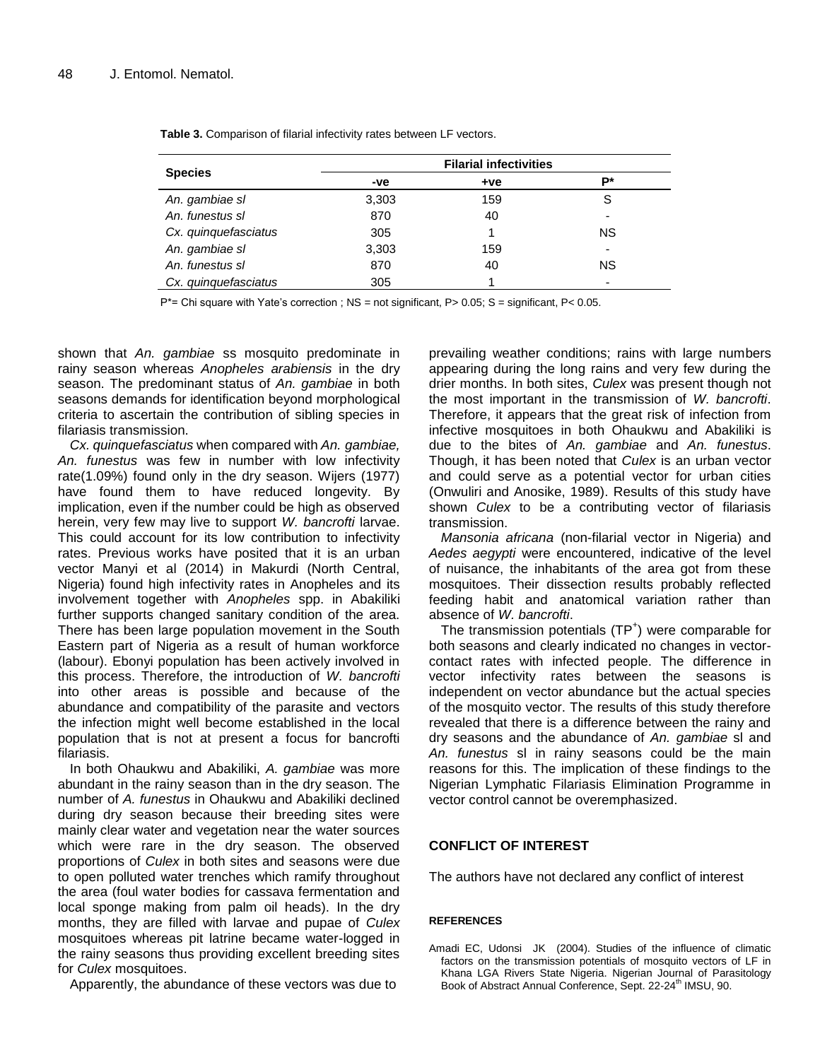**Table 3.** Comparison of filarial infectivity rates between LF vectors.

| Species | Filarial infectivities | | |
|---|---|---|---|
| | -ve | +ve | P* |
| *An. gambiae sl* | 3,303 | 159 | S |
| *An. funestus sl* | 870 | 40 | - |
| *Cx. quinquefasciatus* | 305 | 1 | NS |
| *An. gambiae sl* | 3,303 | 159 | - |
| *An. funestus sl* | 870 | 40 | NS |
| *Cx. quinquefasciatus* | 305 | 1 | - |

P*= Chi square with Yate's correction ; NS = not significant, P> 0.05; S = significant, P< 0.05.

shown that *An. gambiae* ss mosquito predominate in rainy season whereas *Anopheles arabiensis* in the dry season. The predominant status of *An. gambiae* in both seasons demands for identification beyond morphological criteria to ascertain the contribution of sibling species in filariasis transmission.

*Cx. quinquefasciatus* when compared with *An. gambiae, An. funestus* was few in number with low infectivity rate(1.09%) found only in the dry season. Wijers (1977) have found them to have reduced longevity. By implication, even if the number could be high as observed herein, very few may live to support *W. bancrofti* larvae. This could account for its low contribution to infectivity rates. Previous works have posited that it is an urban vector Manyi et al (2014) in Makurdi (North Central, Nigeria) found high infectivity rates in Anopheles and its involvement together with *Anopheles* spp. in Abakiliki further supports changed sanitary condition of the area. There has been large population movement in the South Eastern part of Nigeria as a result of human workforce (labour). Ebonyi population has been actively involved in this process. Therefore, the introduction of *W. bancrofti* into other areas is possible and because of the abundance and compatibility of the parasite and vectors the infection might well become established in the local population that is not at present a focus for bancrofti filariasis.

In both Ohaukwu and Abakiliki, *A. gambiae* was more abundant in the rainy season than in the dry season. The number of *A. funestus* in Ohaukwu and Abakiliki declined during dry season because their breeding sites were mainly clear water and vegetation near the water sources which were rare in the dry season. The observed proportions of *Culex* in both sites and seasons were due to open polluted water trenches which ramify throughout the area (foul water bodies for cassava fermentation and local sponge making from palm oil heads). In the dry months, they are filled with larvae and pupae of *Culex* mosquitoes whereas pit latrine became water-logged in the rainy seasons thus providing excellent breeding sites for *Culex* mosquitoes.

Apparently, the abundance of these vectors was due to prevailing weather conditions; rains with large numbers appearing during the long rains and very few during the drier months. In both sites, *Culex* was present though not the most important in the transmission of *W. bancrofti*. Therefore, it appears that the great risk of infection from infective mosquitoes in both Ohaukwu and Abakiliki is due to the bites of *An. gambiae* and *An. funestus*. Though, it has been noted that *Culex* is an urban vector and could serve as a potential vector for urban cities (Onwuliri and Anosike, 1989). Results of this study have shown *Culex* to be a contributing vector of filariasis transmission.

*Mansonia africana* (non-filarial vector in Nigeria) and *Aedes aegypti* were encountered, indicative of the level of nuisance, the inhabitants of the area got from these mosquitoes. Their dissection results probably reflected feeding habit and anatomical variation rather than absence of *W. bancrofti*.

The transmission potentials ($TP^+$) were comparable for both seasons and clearly indicated no changes in vector-contact rates with infected people. The difference in vector infectivity rates between the seasons is independent on vector abundance but the actual species of the mosquito vector. The results of this study therefore revealed that there is a difference between the rainy and dry seasons and the abundance of *An. gambiae* sl and *An. funestus* sl in rainy seasons could be the main reasons for this. The implication of these findings to the Nigerian Lymphatic Filariasis Elimination Programme in vector control cannot be overemphasized.

## CONFLICT OF INTEREST

The authors have not declared any conflict of interest

## REFERENCES

Amadi EC, Udonsi JK (2004). Studies of the influence of climatic factors on the transmission potentials of mosquito vectors of LF in Khana LGA Rivers State Nigeria. Nigerian Journal of Parasitology Book of Abstract Annual Conference, Sept. 22-24th IMSU, 90.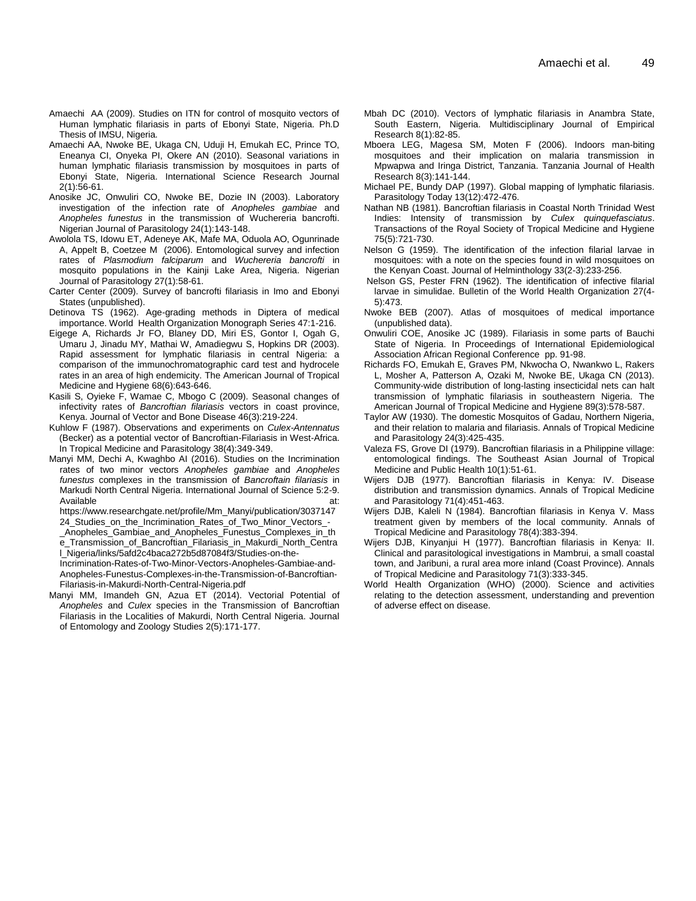Amaechi AA (2009). Studies on ITN for control of mosquito vectors of Human lymphatic filariasis in parts of Ebonyi State, Nigeria. Ph.D Thesis of IMSU, Nigeria.

Amaechi AA, Nwoke BE, Ukaga CN, Uduji H, Emukah EC, Prince TO, Eneanya CI, Onyeka PI, Okere AN (2010). Seasonal variations in human lymphatic filariasis transmission by mosquitoes in parts of Ebonyi State, Nigeria. International Science Research Journal 2(1):56-61.

Anosike JC, Onwuliri CO, Nwoke BE, Dozie IN (2003). Laboratory investigation of the infection rate of *Anopheles gambiae* and *Anopheles funestus* in the transmission of Wuchereria bancrofti. Nigerian Journal of Parasitology 24(1):143-148.

Awolola TS, Idowu ET, Adeneye AK, Mafe MA, Oduola AO, Ogunrinade A, Appelt B, Coetzee M (2006). Entomological survey and infection rates of *Plasmodium falciparum* and *Wuchereria bancrofti* in mosquito populations in the Kainji Lake Area, Nigeria. Nigerian Journal of Parasitology 27(1):58-61.

Carter Center (2009). Survey of bancrofti filariasis in Imo and Ebonyi States (unpublished).

Detinova TS (1962). Age-grading methods in Diptera of medical importance. World Health Organization Monograph Series 47:1-216.

Eigege A, Richards Jr FO, Blaney DD, Miri ES, Gontor I, Ogah G, Umaru J, Jinadu MY, Mathai W, Amadiegwu S, Hopkins DR (2003). Rapid assessment for lymphatic filariasis in central Nigeria: a comparison of the immunochromatographic card test and hydrocele rates in an area of high endemicity. The American Journal of Tropical Medicine and Hygiene 68(6):643-646.

Kasili S, Oyieke F, Wamae C, Mbogo C (2009). Seasonal changes of infectivity rates of *Bancroftian filariasis* vectors in coast province, Kenya. Journal of Vector and Bone Disease 46(3):219-224.

Kuhlow F (1987). Observations and experiments on *Culex-Antennatus* (Becker) as a potential vector of Bancroftian-Filariasis in West-Africa. In Tropical Medicine and Parasitology 38(4):349-349.

Manyi MM, Dechi A, Kwaghbo AI (2016). Studies on the Incrimination rates of two minor vectors *Anopheles gambiae* and *Anopheles funestus* complexes in the transmission of *Bancroftain filariasis* in Markudi North Central Nigeria. International Journal of Science 5:2-9. Available at: https://www.researchgate.net/profile/Mm_Manyi/publication/303714724_Studies_on_the_Incrimination_Rates_of_Two_Minor_Vectors_-_Anopheles_Gambiae_and_Anopheles_Funestus_Complexes_in_the_Transmission_of_Bancroftian_Filariasis_in_Makurdi_North_Central_Nigeria/links/5afd2c4baca272b5d87084f3/Studies-on-the-Incrimination-Rates-of-Two-Minor-Vectors-Anopheles-Gambiae-and-Anopheles-Funestus-Complexes-in-the-Transmission-of-Bancroftian-Filariasis-in-Makurdi-North-Central-Nigeria.pdf

Manyi MM, Imandeh GN, Azua ET (2014). Vectorial Potential of *Anopheles* and *Culex* species in the Transmission of Bancroftian Filariasis in the Localities of Makurdi, North Central Nigeria. Journal of Entomology and Zoology Studies 2(5):171-177.

Mbah DC (2010). Vectors of lymphatic filariasis in Anambra State, South Eastern, Nigeria. Multidisciplinary Journal of Empirical Research 8(1):82-85.

Mboera LEG, Magesa SM, Moten F (2006). Indoors man-biting mosquitoes and their implication on malaria transmission in Mpwapwa and Iringa District, Tanzania. Tanzania Journal of Health Research 8(3):141-144.

Michael PE, Bundy DAP (1997). Global mapping of lymphatic filariasis. Parasitology Today 13(12):472-476.

Nathan NB (1981). Bancroftian filariasis in Coastal North Trinidad West Indies: Intensity of transmission by *Culex quinquefasciatus*. Transactions of the Royal Society of Tropical Medicine and Hygiene 75(5):721-730.

Nelson G (1959). The identification of the infection filarial larvae in mosquitoes: with a note on the species found in wild mosquitoes on the Kenyan Coast. Journal of Helminthology 33(2-3):233-256.

Nelson GS, Pester FRN (1962). The identification of infective filarial larvae in simulidae. Bulletin of the World Health Organization 27(4-5):473.

Nwoke BEB (2007). Atlas of mosquitoes of medical importance (unpublished data).

Onwuliri COE, Anosike JC (1989). Filariasis in some parts of Bauchi State of Nigeria. In Proceedings of International Epidemiological Association African Regional Conference pp. 91-98.

Richards FO, Emukah E, Graves PM, Nkwocha O, Nwankwo L, Rakers L, Mosher A, Patterson A, Ozaki M, Nwoke BE, Ukaga CN (2013). Community-wide distribution of long-lasting insecticidal nets can halt transmission of lymphatic filariasis in southeastern Nigeria. The American Journal of Tropical Medicine and Hygiene 89(3):578-587.

Taylor AW (1930). The domestic Mosquitos of Gadau, Northern Nigeria, and their relation to malaria and filariasis. Annals of Tropical Medicine and Parasitology 24(3):425-435.

Valeza FS, Grove DI (1979). Bancroftian filariasis in a Philippine village: entomological findings. The Southeast Asian Journal of Tropical Medicine and Public Health 10(1):51-61.

Wijers DJB (1977). Bancroftian filariasis in Kenya: IV. Disease distribution and transmission dynamics. Annals of Tropical Medicine and Parasitology 71(4):451-463.

Wijers DJB, Kaleli N (1984). Bancroftian filariasis in Kenya V. Mass treatment given by members of the local community. Annals of Tropical Medicine and Parasitology 78(4):383-394.

Wijers DJB, Kinyanjui H (1977). Bancroftian filariasis in Kenya: II. Clinical and parasitological investigations in Mambrui, a small coastal town, and Jaribuni, a rural area more inland (Coast Province). Annals of Tropical Medicine and Parasitology 71(3):333-345.

World Health Organization (WHO) (2000). Science and activities relating to the detection assessment, understanding and prevention of adverse effect on disease.